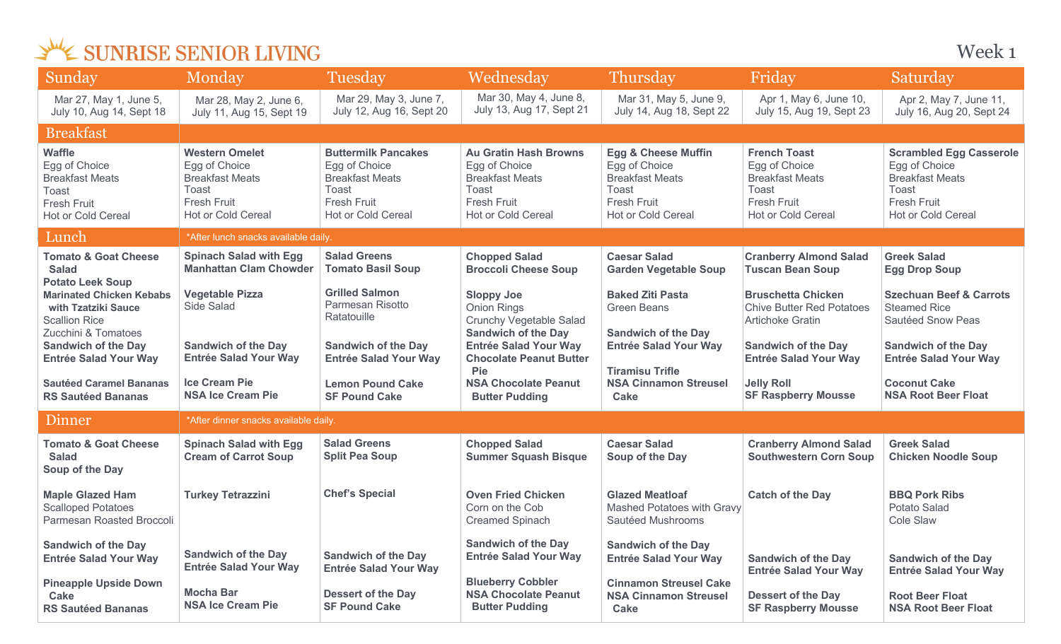# SUNRISE SENIOR LIVING

Week 1

| | Sunday | Monday | Tuesday | Wednesday | Thursday | Friday | Saturday |
|---|---|---|---|---|---|---|---|
| | Mar 27, May 1, June 5, July 10, Aug 14, Sept 18 | Mar 28, May 2, June 6, July 11, Aug 15, Sept 19 | Mar 29, May 3, June 7, July 12, Aug 16, Sept 20 | Mar 30, May 4, June 8, July 13, Aug 17, Sept 21 | Mar 31, May 5, June 9, July 14, Aug 18, Sept 22 | Apr 1, May 6, June 10, July 15, Aug 19, Sept 23 | Apr 2, May 7, June 11, July 16, Aug 20, Sept 24 |
| **Breakfast** | | | | | | | |
| | **Waffle**<br>Egg of Choice<br>Breakfast Meats<br>Toast<br>Fresh Fruit<br>Hot or Cold Cereal | **Western Omelet**<br>Egg of Choice<br>Breakfast Meats<br>Toast<br>Fresh Fruit<br>Hot or Cold Cereal | **Buttermilk Pancakes**<br>Egg of Choice<br>Breakfast Meats<br>Toast<br>Fresh Fruit<br>Hot or Cold Cereal | **Au Gratin Hash Browns**<br>Egg of Choice<br>Breakfast Meats<br>Toast<br>Fresh Fruit<br>Hot or Cold Cereal | **Egg & Cheese Muffin**<br>Egg of Choice<br>Breakfast Meats<br>Toast<br>Fresh Fruit<br>Hot or Cold Cereal | **French Toast**<br>Egg of Choice<br>Breakfast Meats<br>Toast<br>Fresh Fruit<br>Hot or Cold Cereal | **Scrambled Egg Casserole**<br>Egg of Choice<br>Breakfast Meats<br>Toast<br>Fresh Fruit<br>Hot or Cold Cereal |
| **Lunch** | *After lunch snacks available daily. | | | | | | |
| | **Tomato & Goat Cheese Salad**<br>**Potato Leek Soup**<br>**Marinated Chicken Kebabs with Tzatziki Sauce**<br>Scallion Rice<br>Zucchini & Tomatoes<br>**Sandwich of the Day**<br>**Entrée Salad Your Way**<br>**Sautéed Caramel Bananas**<br>**RS Sautéed Bananas** | **Spinach Salad with Egg**<br>**Manhattan Clam Chowder**<br>**Vegetable Pizza**<br>Side Salad<br>**Sandwich of the Day**<br>**Entrée Salad Your Way**<br>**Ice Cream Pie**<br>**NSA Ice Cream Pie** | **Salad Greens**<br>**Tomato Basil Soup**<br>**Grilled Salmon**<br>Parmesan Risotto<br>Ratatouille<br>**Sandwich of the Day**<br>**Entrée Salad Your Way**<br>**Lemon Pound Cake**<br>**SF Pound Cake** | **Chopped Salad**<br>**Broccoli Cheese Soup**<br>**Sloppy Joe**<br>Onion Rings<br>Crunchy Vegetable Salad<br>**Sandwich of the Day**<br>**Entrée Salad Your Way**<br>**Chocolate Peanut Butter Pie**<br>**NSA Chocolate Peanut Butter Pudding** | **Caesar Salad**<br>**Garden Vegetable Soup**<br>**Baked Ziti Pasta**<br>Green Beans<br>**Sandwich of the Day**<br>**Entrée Salad Your Way**<br>**Tiramisu Trifle**<br>**NSA Cinnamon Streusel Cake** | **Cranberry Almond Salad**<br>**Tuscan Bean Soup**<br>**Bruschetta Chicken**<br>Chive Butter Red Potatoes<br>Artichoke Gratin<br>**Sandwich of the Day**<br>**Entrée Salad Your Way**<br>**Jelly Roll**<br>**SF Raspberry Mousse** | **Greek Salad**<br>**Egg Drop Soup**<br>**Szechuan Beef & Carrots**<br>Steamed Rice<br>Sautéed Snow Peas<br>**Sandwich of the Day**<br>**Entrée Salad Your Way**<br>**Coconut Cake**<br>**NSA Root Beer Float** |
| **Dinner** | *After dinner snacks available daily. | | | | | | |
| | **Tomato & Goat Cheese Salad**<br>**Soup of the Day**<br>**Maple Glazed Ham**<br>Scalloped Potatoes<br>Parmesan Roasted Broccoli<br>**Sandwich of the Day**<br>**Entrée Salad Your Way**<br>**Pineapple Upside Down Cake**<br>**RS Sautéed Bananas** | **Spinach Salad with Egg**<br>**Cream of Carrot Soup**<br>**Turkey Tetrazzini**<br>**Sandwich of the Day**<br>**Entrée Salad Your Way**<br>**Mocha Bar**<br>**NSA Ice Cream Pie** | **Salad Greens**<br>**Split Pea Soup**<br>**Chef's Special**<br>**Sandwich of the Day**<br>**Entrée Salad Your Way**<br>**Dessert of the Day**<br>**SF Pound Cake** | **Chopped Salad**<br>**Summer Squash Bisque**<br>**Oven Fried Chicken**<br>Corn on the Cob<br>Creamed Spinach<br>**Sandwich of the Day**<br>**Entrée Salad Your Way**<br>**Blueberry Cobbler**<br>**NSA Chocolate Peanut Butter Pudding** | **Caesar Salad**<br>**Soup of the Day**<br>**Glazed Meatloaf**<br>Mashed Potatoes with Gravy<br>Sautéed Mushrooms<br>**Sandwich of the Day**<br>**Entrée Salad Your Way**<br>**Cinnamon Streusel Cake**<br>**NSA Cinnamon Streusel Cake** | **Cranberry Almond Salad**<br>**Southwestern Corn Soup**<br>**Catch of the Day**<br>**Sandwich of the Day**<br>**Entrée Salad Your Way**<br>**Dessert of the Day**<br>**SF Raspberry Mousse** | **Greek Salad**<br>**Chicken Noodle Soup**<br>**BBQ Pork Ribs**<br>Potato Salad<br>Cole Slaw<br>**Sandwich of the Day**<br>**Entrée Salad Your Way**<br>**Root Beer Float**<br>**NSA Root Beer Float** |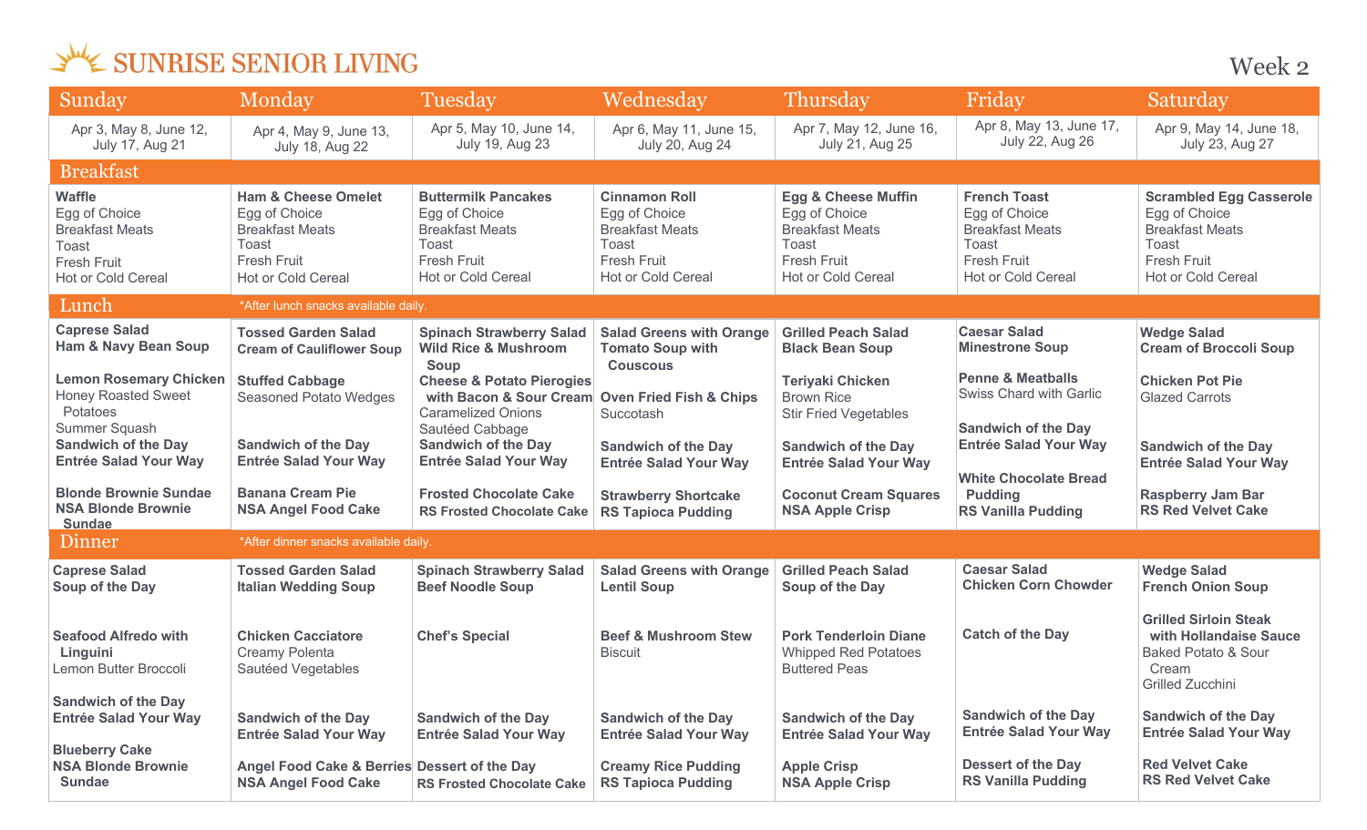# SUNRISE SENIOR LIVING

Week 2

| | Sunday | Monday | Tuesday | Wednesday | Thursday | Friday | Saturday |
|---|---|---|---|---|---|---|---|
| | Apr 3, May 8, June 12, July 17, Aug 21 | Apr 4, May 9, June 13, July 18, Aug 22 | Apr 5, May 10, June 14, July 19, Aug 23 | Apr 6, May 11, June 15, July 20, Aug 24 | Apr 7, May 12, June 16, July 21, Aug 25 | Apr 8, May 13, June 17, July 22, Aug 26 | Apr 9, May 14, June 18, July 23, Aug 27 |
| **Breakfast** | **Waffle**<br>Egg of Choice<br>Breakfast Meats<br>Toast<br>Fresh Fruit<br>Hot or Cold Cereal | **Ham & Cheese Omelet**<br>Egg of Choice<br>Breakfast Meats<br>Toast<br>Fresh Fruit<br>Hot or Cold Cereal | **Buttermilk Pancakes**<br>Egg of Choice<br>Breakfast Meats<br>Toast<br>Fresh Fruit<br>Hot or Cold Cereal | **Cinnamon Roll**<br>Egg of Choice<br>Breakfast Meats<br>Toast<br>Fresh Fruit<br>Hot or Cold Cereal | **Egg & Cheese Muffin**<br>Egg of Choice<br>Breakfast Meats<br>Toast<br>Fresh Fruit<br>Hot or Cold Cereal | **French Toast**<br>Egg of Choice<br>Breakfast Meats<br>Toast<br>Fresh Fruit<br>Hot or Cold Cereal | **Scrambled Egg Casserole**<br>Egg of Choice<br>Breakfast Meats<br>Toast<br>Fresh Fruit<br>Hot or Cold Cereal |
| **Lunch** *After lunch snacks available daily. | **Caprese Salad**<br>**Ham & Navy Bean Soup**<br><br>**Lemon Rosemary Chicken**<br>Honey Roasted Sweet Potatoes<br>Summer Squash<br>**Sandwich of the Day**<br>**Entrée Salad Your Way**<br><br>**Blonde Brownie Sundae**<br>**NSA Blonde Brownie Sundae** | **Tossed Garden Salad**<br>**Cream of Cauliflower Soup**<br><br>**Stuffed Cabbage**<br>Seasoned Potato Wedges<br><br>**Sandwich of the Day**<br>**Entrée Salad Your Way**<br><br>**Banana Cream Pie**<br>**NSA Angel Food Cake** | **Spinach Strawberry Salad**<br>**Wild Rice & Mushroom Soup**<br><br>**Cheese & Potato Pierogies with Bacon & Sour Cream**<br>Caramelized Onions<br>Sautéed Cabbage<br>**Sandwich of the Day**<br>**Entrée Salad Your Way**<br><br>**Frosted Chocolate Cake**<br>**RS Frosted Chocolate Cake** | **Salad Greens with Orange**<br>**Tomato Soup with Couscous**<br><br>**Oven Fried Fish & Chips**<br>Succotash<br><br>**Sandwich of the Day**<br>**Entrée Salad Your Way**<br><br>**Strawberry Shortcake**<br>**RS Tapioca Pudding** | **Grilled Peach Salad**<br>**Black Bean Soup**<br><br>**Teriyaki Chicken**<br>Brown Rice<br>Stir Fried Vegetables<br><br>**Sandwich of the Day**<br>**Entrée Salad Your Way**<br><br>**Coconut Cream Squares**<br>**NSA Apple Crisp** | **Caesar Salad**<br>**Minestrone Soup**<br><br>**Penne & Meatballs**<br>Swiss Chard with Garlic<br><br>**Sandwich of the Day**<br>**Entrée Salad Your Way**<br><br>**White Chocolate Bread Pudding**<br>**RS Vanilla Pudding** | **Wedge Salad**<br>**Cream of Broccoli Soup**<br><br>**Chicken Pot Pie**<br>Glazed Carrots<br><br>**Sandwich of the Day**<br>**Entrée Salad Your Way**<br><br>**Raspberry Jam Bar**<br>**RS Red Velvet Cake** |
| **Dinner** *After dinner snacks available daily. | **Caprese Salad**<br>**Soup of the Day**<br><br>**Seafood Alfredo with Linguini**<br>Lemon Butter Broccoli<br><br>**Sandwich of the Day**<br>**Entrée Salad Your Way**<br><br>**Blueberry Cake**<br>**NSA Blonde Brownie Sundae** | **Tossed Garden Salad**<br>**Italian Wedding Soup**<br><br>**Chicken Cacciatore**<br>Creamy Polenta<br>Sautéed Vegetables<br><br>**Sandwich of the Day**<br>**Entrée Salad Your Way**<br><br>**Angel Food Cake & Berries**<br>**NSA Angel Food Cake** | **Spinach Strawberry Salad**<br>**Beef Noodle Soup**<br><br>**Chef's Special**<br><br>**Sandwich of the Day**<br>**Entrée Salad Your Way**<br><br>**Dessert of the Day**<br>**RS Frosted Chocolate Cake** | **Salad Greens with Orange**<br>**Lentil Soup**<br><br>**Beef & Mushroom Stew**<br>Biscuit<br><br>**Sandwich of the Day**<br>**Entrée Salad Your Way**<br><br>**Creamy Rice Pudding**<br>**RS Tapioca Pudding** | **Grilled Peach Salad**<br>**Soup of the Day**<br><br>**Pork Tenderloin Diane**<br>Whipped Red Potatoes<br>Buttered Peas<br><br>**Sandwich of the Day**<br>**Entrée Salad Your Way**<br><br>**Apple Crisp**<br>**NSA Apple Crisp** | **Caesar Salad**<br>**Chicken Corn Chowder**<br><br>**Catch of the Day**<br><br>**Sandwich of the Day**<br>**Entrée Salad Your Way**<br><br>**Dessert of the Day**<br>**RS Vanilla Pudding** | **Wedge Salad**<br>**French Onion Soup**<br><br>**Grilled Sirloin Steak with Hollandaise Sauce**<br>Baked Potato & Sour Cream<br>Grilled Zucchini<br><br>**Sandwich of the Day**<br>**Entrée Salad Your Way**<br><br>**Red Velvet Cake**<br>**RS Red Velvet Cake** |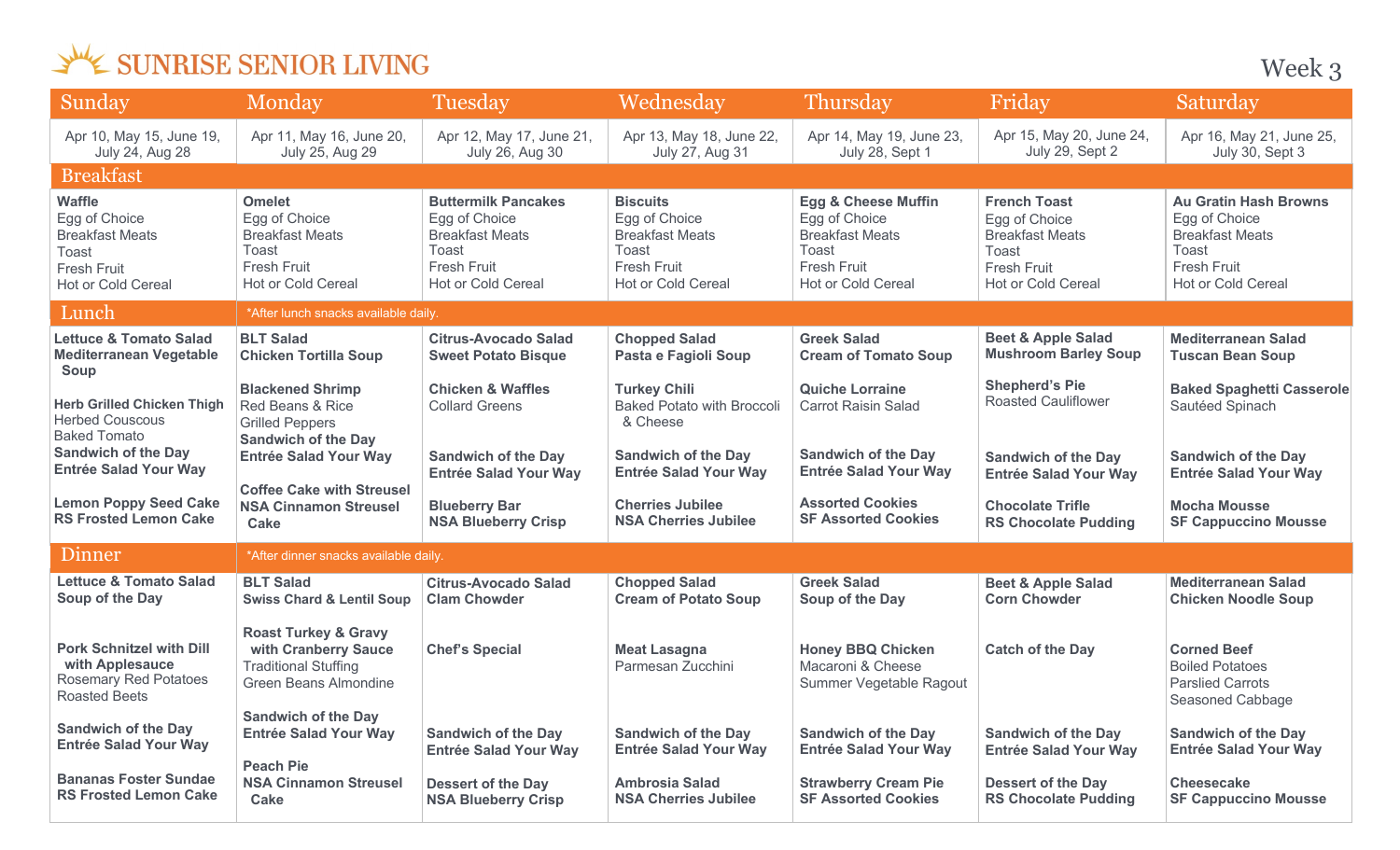# SUNRISE SENIOR LIVING

Week 3

| | Sunday | Monday | Tuesday | Wednesday | Thursday | Friday | Saturday |
|---|---|---|---|---|---|---|---|
| | Apr 10, May 15, June 19, July 24, Aug 28 | Apr 11, May 16, June 20, July 25, Aug 29 | Apr 12, May 17, June 21, July 26, Aug 30 | Apr 13, May 18, June 22, July 27, Aug 31 | Apr 14, May 19, June 23, July 28, Sept 1 | Apr 15, May 20, June 24, July 29, Sept 2 | Apr 16, May 21, June 25, July 30, Sept 3 |
| **Breakfast** | **Waffle**<br>Egg of Choice<br>Breakfast Meats<br>Toast<br>Fresh Fruit<br>Hot or Cold Cereal | **Omelet**<br>Egg of Choice<br>Breakfast Meats<br>Toast<br>Fresh Fruit<br>Hot or Cold Cereal | **Buttermilk Pancakes**<br>Egg of Choice<br>Breakfast Meats<br>Toast<br>Fresh Fruit<br>Hot or Cold Cereal | **Biscuits**<br>Egg of Choice<br>Breakfast Meats<br>Toast<br>Fresh Fruit<br>Hot or Cold Cereal | **Egg & Cheese Muffin**<br>Egg of Choice<br>Breakfast Meats<br>Toast<br>Fresh Fruit<br>Hot or Cold Cereal | **French Toast**<br>Egg of Choice<br>Breakfast Meats<br>Toast<br>Fresh Fruit<br>Hot or Cold Cereal | **Au Gratin Hash Browns**<br>Egg of Choice<br>Breakfast Meats<br>Toast<br>Fresh Fruit<br>Hot or Cold Cereal |
| **Lunch** *After lunch snacks available daily.* | **Lettuce & Tomato Salad**<br>**Mediterranean Vegetable Soup**<br><br>**Herb Grilled Chicken Thigh**<br>Herbed Couscous<br>Baked Tomato<br>**Sandwich of the Day**<br>**Entrée Salad Your Way**<br><br>**Lemon Poppy Seed Cake**<br>**RS Frosted Lemon Cake** | **BLT Salad**<br>**Chicken Tortilla Soup**<br><br>**Blackened Shrimp**<br>Red Beans & Rice<br>Grilled Peppers<br>**Sandwich of the Day**<br>**Entrée Salad Your Way**<br><br>**Coffee Cake with Streusel**<br>**NSA Cinnamon Streusel Cake** | **Citrus-Avocado Salad**<br>**Sweet Potato Bisque**<br><br>**Chicken & Waffles**<br>Collard Greens<br><br>**Sandwich of the Day**<br>**Entrée Salad Your Way**<br><br>**Blueberry Bar**<br>**NSA Blueberry Crisp** | **Chopped Salad**<br>**Pasta e Fagioli Soup**<br><br>**Turkey Chili**<br>Baked Potato with Broccoli & Cheese<br><br>**Sandwich of the Day**<br>**Entrée Salad Your Way**<br><br>**Cherries Jubilee**<br>**NSA Cherries Jubilee** | **Greek Salad**<br>**Cream of Tomato Soup**<br><br>**Quiche Lorraine**<br>Carrot Raisin Salad<br><br>**Sandwich of the Day**<br>**Entrée Salad Your Way**<br><br>**Assorted Cookies**<br>**SF Assorted Cookies** | **Beet & Apple Salad**<br>**Mushroom Barley Soup**<br><br>**Shepherd's Pie**<br>Roasted Cauliflower<br><br>**Sandwich of the Day**<br>**Entrée Salad Your Way**<br><br>**Chocolate Trifle**<br>**RS Chocolate Pudding** | **Mediterranean Salad**<br>**Tuscan Bean Soup**<br><br>**Baked Spaghetti Casserole**<br>Sautéed Spinach<br><br>**Sandwich of the Day**<br>**Entrée Salad Your Way**<br><br>**Mocha Mousse**<br>**SF Cappuccino Mousse** |
| **Dinner** *After dinner snacks available daily.* | **Lettuce & Tomato Salad**<br>**Soup of the Day**<br><br>**Pork Schnitzel with Dill with Applesauce**<br>Rosemary Red Potatoes<br>Roasted Beets<br><br>**Sandwich of the Day**<br>**Entrée Salad Your Way**<br><br>**Bananas Foster Sundae**<br>**RS Frosted Lemon Cake** | **BLT Salad**<br>**Swiss Chard & Lentil Soup**<br><br>**Roast Turkey & Gravy with Cranberry Sauce**<br>Traditional Stuffing<br>Green Beans Almondine<br><br>**Sandwich of the Day**<br>**Entrée Salad Your Way**<br><br>**Peach Pie**<br>**NSA Cinnamon Streusel Cake** | **Citrus-Avocado Salad**<br>**Clam Chowder**<br><br>**Chef's Special**<br><br>**Sandwich of the Day**<br>**Entrée Salad Your Way**<br><br>**Dessert of the Day**<br>**NSA Blueberry Crisp** | **Chopped Salad**<br>**Cream of Potato Soup**<br><br>**Meat Lasagna**<br>Parmesan Zucchini<br><br>**Sandwich of the Day**<br>**Entrée Salad Your Way**<br><br>**Ambrosia Salad**<br>**NSA Cherries Jubilee** | **Greek Salad**<br>**Soup of the Day**<br><br>**Honey BBQ Chicken**<br>Macaroni & Cheese<br>Summer Vegetable Ragout<br><br>**Sandwich of the Day**<br>**Entrée Salad Your Way**<br><br>**Strawberry Cream Pie**<br>**SF Assorted Cookies** | **Beet & Apple Salad**<br>**Corn Chowder**<br><br>**Catch of the Day**<br><br>**Sandwich of the Day**<br>**Entrée Salad Your Way**<br><br>**Dessert of the Day**<br>**RS Chocolate Pudding** | **Mediterranean Salad**<br>**Chicken Noodle Soup**<br><br>**Corned Beef**<br>Boiled Potatoes<br>Parslied Carrots<br>Seasoned Cabbage<br><br>**Sandwich of the Day**<br>**Entrée Salad Your Way**<br><br>**Cheesecake**<br>**SF Cappuccino Mousse** |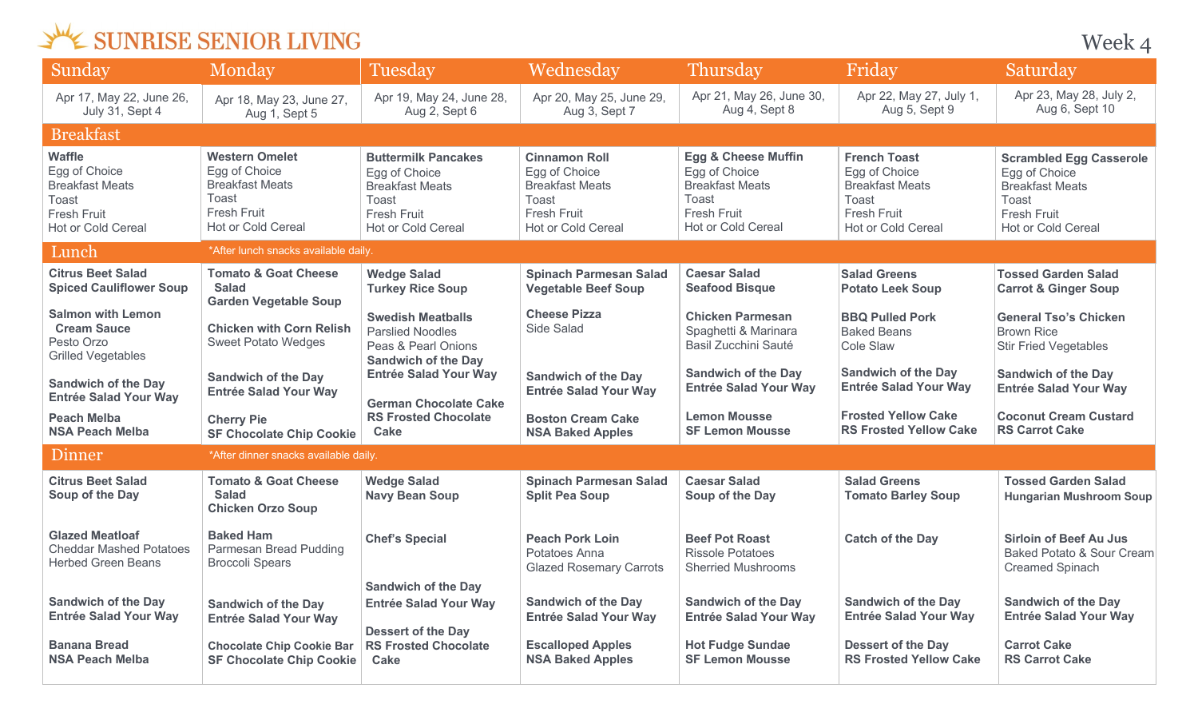# SUNRISE SENIOR LIVING

Week 4

| | Sunday | Monday | Tuesday | Wednesday | Thursday | Friday | Saturday |
|---|---|---|---|---|---|---|---|
| | Apr 17, May 22, June 26, July 31, Sept 4 | Apr 18, May 23, June 27, Aug 1, Sept 5 | Apr 19, May 24, June 28, Aug 2, Sept 6 | Apr 20, May 25, June 29, Aug 3, Sept 7 | Apr 21, May 26, June 30, Aug 4, Sept 8 | Apr 22, May 27, July 1, Aug 5, Sept 9 | Apr 23, May 28, July 2, Aug 6, Sept 10 |
| **Breakfast** | **Waffle**<br>Egg of Choice<br>Breakfast Meats<br>Toast<br>Fresh Fruit<br>Hot or Cold Cereal | **Western Omelet**<br>Egg of Choice<br>Breakfast Meats<br>Toast<br>Fresh Fruit<br>Hot or Cold Cereal | **Buttermilk Pancakes**<br>Egg of Choice<br>Breakfast Meats<br>Toast<br>Fresh Fruit<br>Hot or Cold Cereal | **Cinnamon Roll**<br>Egg of Choice<br>Breakfast Meats<br>Toast<br>Fresh Fruit<br>Hot or Cold Cereal | **Egg & Cheese Muffin**<br>Egg of Choice<br>Breakfast Meats<br>Toast<br>Fresh Fruit<br>Hot or Cold Cereal | **French Toast**<br>Egg of Choice<br>Breakfast Meats<br>Toast<br>Fresh Fruit<br>Hot or Cold Cereal | **Scrambled Egg Casserole**<br>Egg of Choice<br>Breakfast Meats<br>Toast<br>Fresh Fruit<br>Hot or Cold Cereal |
| **Lunch** *After lunch snacks available daily. | **Citrus Beet Salad**<br>**Spiced Cauliflower Soup**<br><br>**Salmon with Lemon Cream Sauce**<br>Pesto Orzo<br>Grilled Vegetables<br><br>**Sandwich of the Day**<br>**Entrée Salad Your Way**<br><br>**Peach Melba**<br>**NSA Peach Melba** | **Tomato & Goat Cheese Salad**<br>**Garden Vegetable Soup**<br><br>**Chicken with Corn Relish**<br>Sweet Potato Wedges<br><br>**Sandwich of the Day**<br>**Entrée Salad Your Way**<br><br>**Cherry Pie**<br>**SF Chocolate Chip Cookie** | **Wedge Salad**<br>**Turkey Rice Soup**<br><br>**Swedish Meatballs**<br>Parslied Noodles<br>Peas & Pearl Onions<br>**Sandwich of the Day**<br>**Entrée Salad Your Way**<br><br>**German Chocolate Cake**<br>**RS Frosted Chocolate Cake** | **Spinach Parmesan Salad**<br>**Vegetable Beef Soup**<br><br>**Cheese Pizza**<br>Side Salad<br><br>**Sandwich of the Day**<br>**Entrée Salad Your Way**<br><br>**Boston Cream Cake**<br>**NSA Baked Apples** | **Caesar Salad**<br>**Seafood Bisque**<br><br>**Chicken Parmesan**<br>Spaghetti & Marinara<br>Basil Zucchini Sauté<br><br>**Sandwich of the Day**<br>**Entrée Salad Your Way**<br><br>**Lemon Mousse**<br>**SF Lemon Mousse** | **Salad Greens**<br>**Potato Leek Soup**<br><br>**BBQ Pulled Pork**<br>Baked Beans<br>Cole Slaw<br><br>**Sandwich of the Day**<br>**Entrée Salad Your Way**<br><br>**Frosted Yellow Cake**<br>**RS Frosted Yellow Cake** | **Tossed Garden Salad**<br>**Carrot & Ginger Soup**<br><br>**General Tso's Chicken**<br>Brown Rice<br>Stir Fried Vegetables<br><br>**Sandwich of the Day**<br>**Entrée Salad Your Way**<br><br>**Coconut Cream Custard**<br>**RS Carrot Cake** |
| **Dinner** *After dinner snacks available daily. | **Citrus Beet Salad**<br>**Soup of the Day**<br><br>**Glazed Meatloaf**<br>Cheddar Mashed Potatoes<br>Herbed Green Beans<br><br>**Sandwich of the Day**<br>**Entrée Salad Your Way**<br><br>**Banana Bread**<br>**NSA Peach Melba** | **Tomato & Goat Cheese Salad**<br>**Chicken Orzo Soup**<br><br>**Baked Ham**<br>Parmesan Bread Pudding<br>Broccoli Spears<br><br>**Sandwich of the Day**<br>**Entrée Salad Your Way**<br><br>**Chocolate Chip Cookie Bar**<br>**SF Chocolate Chip Cookie** | **Wedge Salad**<br>**Navy Bean Soup**<br><br>**Chef's Special**<br><br>**Sandwich of the Day**<br>**Entrée Salad Your Way**<br><br>**Dessert of the Day**<br>**RS Frosted Chocolate Cake** | **Spinach Parmesan Salad**<br>**Split Pea Soup**<br><br>**Peach Pork Loin**<br>Potatoes Anna<br>Glazed Rosemary Carrots<br><br>**Sandwich of the Day**<br>**Entrée Salad Your Way**<br><br>**Escalloped Apples**<br>**NSA Baked Apples** | **Caesar Salad**<br>**Soup of the Day**<br><br>**Beef Pot Roast**<br>Rissole Potatoes<br>Sherried Mushrooms<br><br>**Sandwich of the Day**<br>**Entrée Salad Your Way**<br><br>**Hot Fudge Sundae**<br>**SF Lemon Mousse** | **Salad Greens**<br>**Tomato Barley Soup**<br><br>**Catch of the Day**<br><br>**Sandwich of the Day**<br>**Entrée Salad Your Way**<br><br>**Dessert of the Day**<br>**RS Frosted Yellow Cake** | **Tossed Garden Salad**<br>**Hungarian Mushroom Soup**<br><br>**Sirloin of Beef Au Jus**<br>Baked Potato & Sour Cream<br>Creamed Spinach<br><br>**Sandwich of the Day**<br>**Entrée Salad Your Way**<br><br>**Carrot Cake**<br>**RS Carrot Cake** |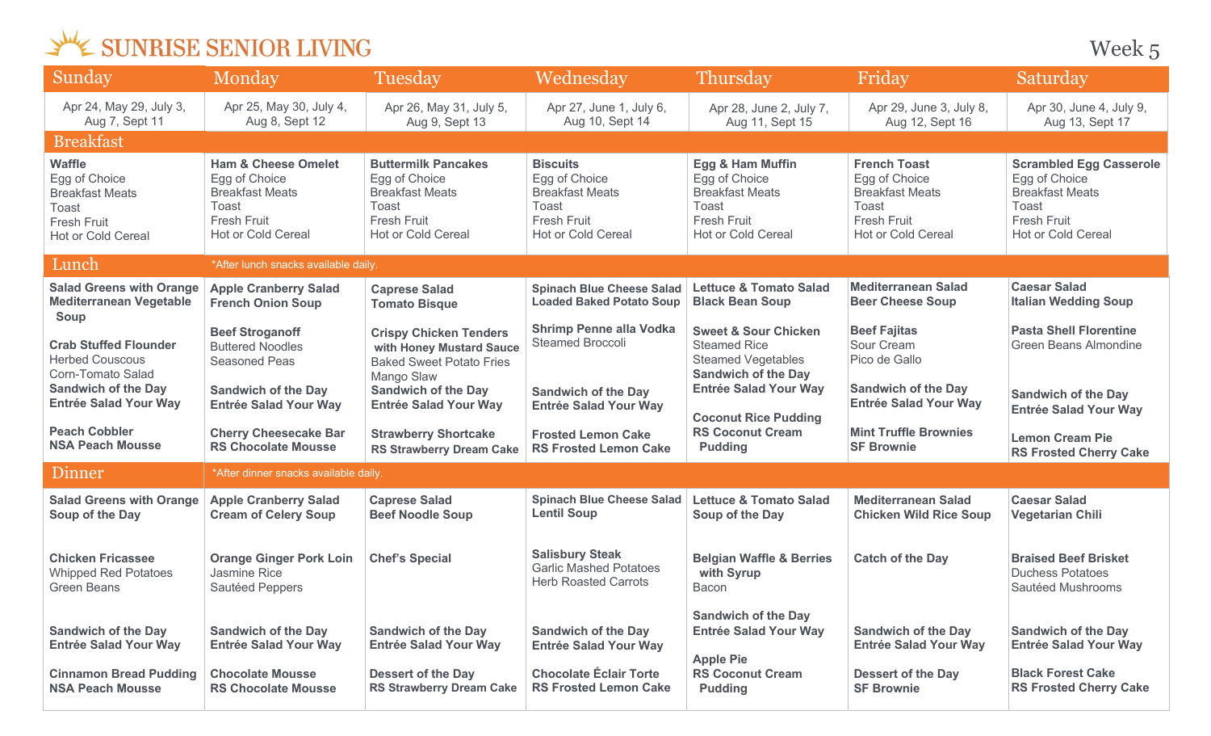# SUNRISE SENIOR LIVING

Week 5

| | Sunday | Monday | Tuesday | Wednesday | Thursday | Friday | Saturday |
|---|---|---|---|---|---|---|---|
| | Apr 24, May 29, July 3, Aug 7, Sept 11 | Apr 25, May 30, July 4, Aug 8, Sept 12 | Apr 26, May 31, July 5, Aug 9, Sept 13 | Apr 27, June 1, July 6, Aug 10, Sept 14 | Apr 28, June 2, July 7, Aug 11, Sept 15 | Apr 29, June 3, July 8, Aug 12, Sept 16 | Apr 30, June 4, July 9, Aug 13, Sept 17 |
| **Breakfast** | **Waffle**<br>Egg of Choice<br>Breakfast Meats<br>Toast<br>Fresh Fruit<br>Hot or Cold Cereal | **Ham & Cheese Omelet**<br>Egg of Choice<br>Breakfast Meats<br>Toast<br>Fresh Fruit<br>Hot or Cold Cereal | **Buttermilk Pancakes**<br>Egg of Choice<br>Breakfast Meats<br>Toast<br>Fresh Fruit<br>Hot or Cold Cereal | **Biscuits**<br>Egg of Choice<br>Breakfast Meats<br>Toast<br>Fresh Fruit<br>Hot or Cold Cereal | **Egg & Ham Muffin**<br>Egg of Choice<br>Breakfast Meats<br>Toast<br>Fresh Fruit<br>Hot or Cold Cereal | **French Toast**<br>Egg of Choice<br>Breakfast Meats<br>Toast<br>Fresh Fruit<br>Hot or Cold Cereal | **Scrambled Egg Casserole**<br>Egg of Choice<br>Breakfast Meats<br>Toast<br>Fresh Fruit<br>Hot or Cold Cereal |
| **Lunch** *After lunch snacks available daily. | **Salad Greens with Orange**<br>**Mediterranean Vegetable Soup**<br><br>**Crab Stuffed Flounder**<br>Herbed Couscous<br>Corn-Tomato Salad<br>**Sandwich of the Day**<br>**Entrée Salad Your Way**<br><br>**Peach Cobbler**<br>**NSA Peach Mousse** | **Apple Cranberry Salad**<br>**French Onion Soup**<br><br>**Beef Stroganoff**<br>Buttered Noodles<br>Seasoned Peas<br><br>**Sandwich of the Day**<br>**Entrée Salad Your Way**<br><br>**Cherry Cheesecake Bar**<br>**RS Chocolate Mousse** | **Caprese Salad**<br>**Tomato Bisque**<br><br>**Crispy Chicken Tenders with Honey Mustard Sauce**<br>Baked Sweet Potato Fries<br>Mango Slaw<br>**Sandwich of the Day**<br>**Entrée Salad Your Way**<br><br>**Strawberry Shortcake**<br>**RS Strawberry Dream Cake** | **Spinach Blue Cheese Salad**<br>**Loaded Baked Potato Soup**<br><br>**Shrimp Penne alla Vodka**<br>Steamed Broccoli<br><br>**Sandwich of the Day**<br>**Entrée Salad Your Way**<br><br>**Frosted Lemon Cake**<br>**RS Frosted Lemon Cake** | **Lettuce & Tomato Salad**<br>**Black Bean Soup**<br><br>**Sweet & Sour Chicken**<br>Steamed Rice<br>Steamed Vegetables<br>**Sandwich of the Day**<br>**Entrée Salad Your Way**<br><br>**Coconut Rice Pudding**<br>**RS Coconut Cream Pudding** | **Mediterranean Salad**<br>**Beer Cheese Soup**<br><br>**Beef Fajitas**<br>Sour Cream<br>Pico de Gallo<br><br>**Sandwich of the Day**<br>**Entrée Salad Your Way**<br><br>**Mint Truffle Brownies**<br>**SF Brownie** | **Caesar Salad**<br>**Italian Wedding Soup**<br><br>**Pasta Shell Florentine**<br>Green Beans Almondine<br><br>**Sandwich of the Day**<br>**Entrée Salad Your Way**<br><br>**Lemon Cream Pie**<br>**RS Frosted Cherry Cake** |
| **Dinner** *After dinner snacks available daily. | **Salad Greens with Orange**<br>**Soup of the Day**<br><br>**Chicken Fricassee**<br>Whipped Red Potatoes<br>Green Beans<br><br>**Sandwich of the Day**<br>**Entrée Salad Your Way**<br><br>**Cinnamon Bread Pudding**<br>**NSA Peach Mousse** | **Apple Cranberry Salad**<br>**Cream of Celery Soup**<br><br>**Orange Ginger Pork Loin**<br>Jasmine Rice<br>Sautéed Peppers<br><br>**Sandwich of the Day**<br>**Entrée Salad Your Way**<br><br>**Chocolate Mousse**<br>**RS Chocolate Mousse** | **Caprese Salad**<br>**Beef Noodle Soup**<br><br>**Chef's Special**<br><br>**Sandwich of the Day**<br>**Entrée Salad Your Way**<br><br>**Dessert of the Day**<br>**RS Strawberry Dream Cake** | **Spinach Blue Cheese Salad**<br>**Lentil Soup**<br><br>**Salisbury Steak**<br>Garlic Mashed Potatoes<br>Herb Roasted Carrots<br><br>**Sandwich of the Day**<br>**Entrée Salad Your Way**<br><br>**Chocolate Éclair Torte**<br>**RS Frosted Lemon Cake** | **Lettuce & Tomato Salad**<br>**Soup of the Day**<br><br>**Belgian Waffle & Berries with Syrup**<br>Bacon<br><br>**Sandwich of the Day**<br>**Entrée Salad Your Way**<br><br>**Apple Pie**<br>**RS Coconut Cream Pudding** | **Mediterranean Salad**<br>**Chicken Wild Rice Soup**<br><br>**Catch of the Day**<br><br>**Sandwich of the Day**<br>**Entrée Salad Your Way**<br><br>**Dessert of the Day**<br>**SF Brownie** | **Caesar Salad**<br>**Vegetarian Chili**<br><br>**Braised Beef Brisket**<br>Duchess Potatoes<br>Sautéed Mushrooms<br><br>**Sandwich of the Day**<br>**Entrée Salad Your Way**<br><br>**Black Forest Cake**<br>**RS Frosted Cherry Cake** |